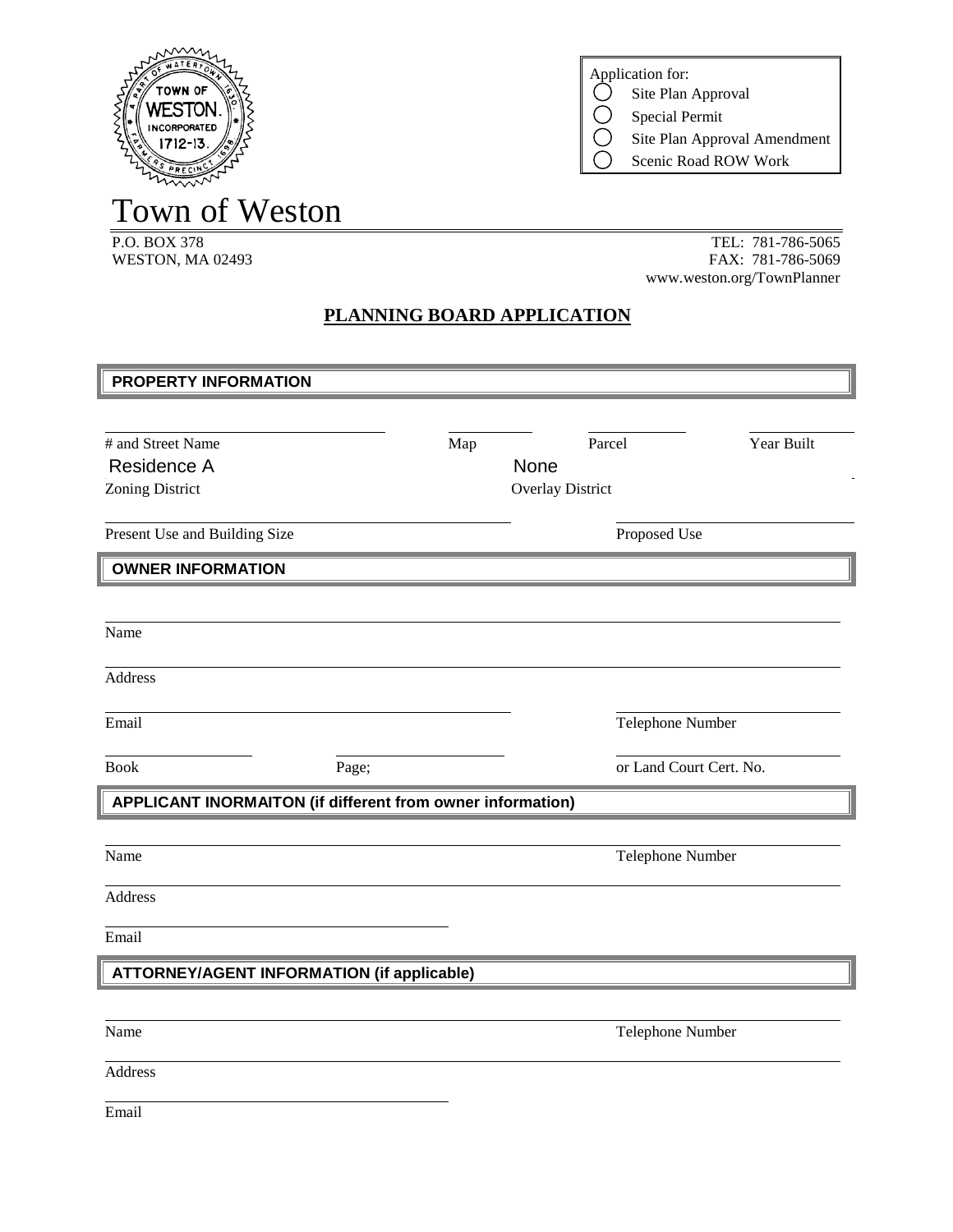Application for:

- ◯ Site Plan Approval
- ◯ Special Permit
- ◯ Site Plan Approval Amendment
- ◯ Scenic Road ROW Work

# Town of Weston

P.O. BOX 378
WESTON, MA 02493

TEL: 781-786-5065
FAX: 781-786-5069
www.weston.org/TownPlanner

## PLANNING BOARD APPLICATION

### PROPERTY INFORMATION

# and Street Name ______________________ Map __________ Parcel __________ Year Built __________

Zoning District: Residence A    Overlay District: None

Present Use and Building Size ______________________ Proposed Use ______________________

### OWNER INFORMATION

Name ______________________

Address ______________________

Email ______________________ Telephone Number ______________________

Book __________ Page; __________ or Land Court Cert. No. __________

### APPLICANT INORMAITON (if different from owner information)

Name ______________________ Telephone Number ______________________

Address ______________________

Email ______________________

### ATTORNEY/AGENT INFORMATION (if applicable)

Name ______________________ Telephone Number ______________________

Address ______________________

Email ______________________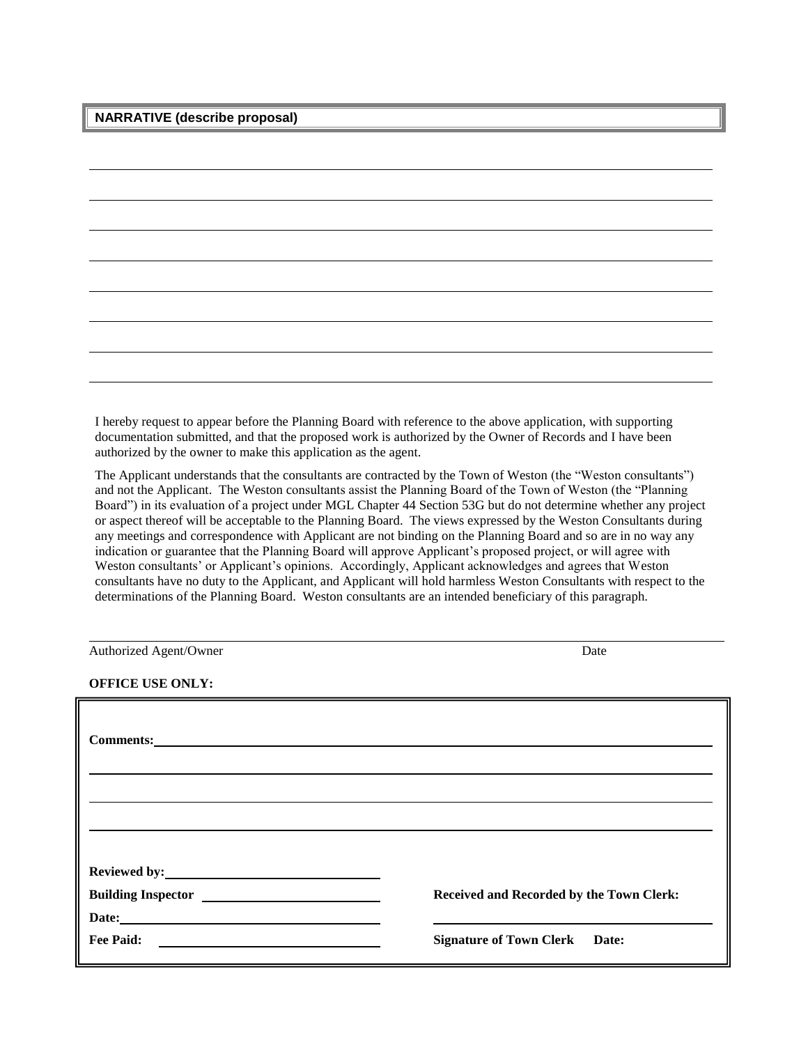**NARRATIVE (describe proposal)**

I hereby request to appear before the Planning Board with reference to the above application, with supporting documentation submitted, and that the proposed work is authorized by the Owner of Records and I have been authorized by the owner to make this application as the agent.

The Applicant understands that the consultants are contracted by the Town of Weston (the "Weston consultants") and not the Applicant. The Weston consultants assist the Planning Board of the Town of Weston (the "Planning Board") in its evaluation of a project under MGL Chapter 44 Section 53G but do not determine whether any project or aspect thereof will be acceptable to the Planning Board. The views expressed by the Weston Consultants during any meetings and correspondence with Applicant are not binding on the Planning Board and so are in no way any indication or guarantee that the Planning Board will approve Applicant's proposed project, or will agree with Weston consultants' or Applicant's opinions. Accordingly, Applicant acknowledges and agrees that Weston consultants have no duty to the Applicant, and Applicant will hold harmless Weston Consultants with respect to the determinations of the Planning Board. Weston consultants are an intended beneficiary of this paragraph.

Authorized Agent/Owner Date

**OFFICE USE ONLY:**

**Comments:**

**Reviewed by:**

**Building Inspector**

**Date:**

**Fee Paid:**

**Received and Recorded by the Town Clerk:**

**Signature of Town Clerk Date:**